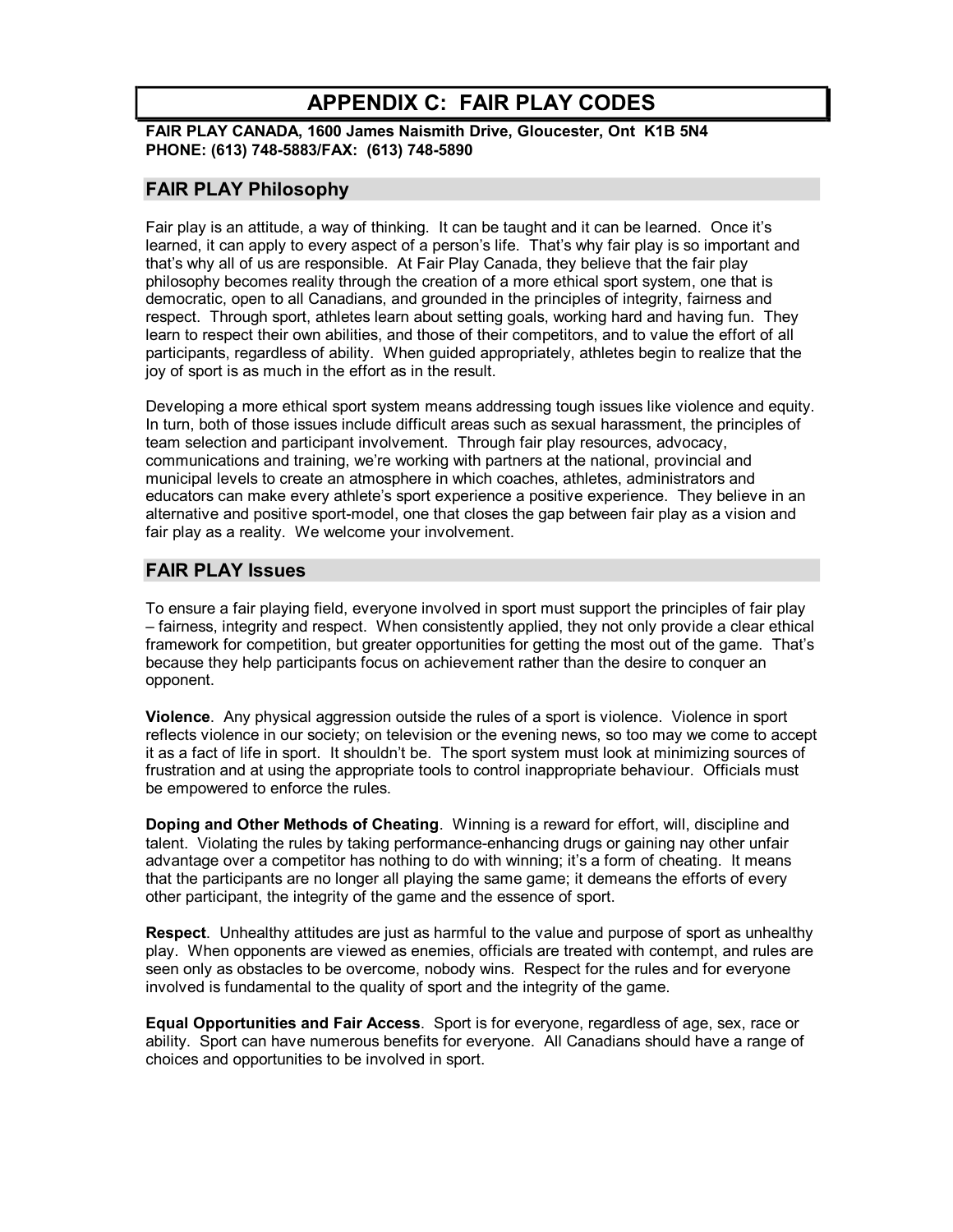# APPENDIX C: FAIR PLAY CODES

**FAIR PLAY CANADA, 1600 James Naismith Drive, Gloucester, Ont K1B 5N4**
**PHONE: (613) 748-5883/FAX: (613) 748-5890**

## FAIR PLAY Philosophy

Fair play is an attitude, a way of thinking. It can be taught and it can be learned. Once it's learned, it can apply to every aspect of a person's life. That's why fair play is so important and that's why all of us are responsible. At Fair Play Canada, they believe that the fair play philosophy becomes reality through the creation of a more ethical sport system, one that is democratic, open to all Canadians, and grounded in the principles of integrity, fairness and respect. Through sport, athletes learn about setting goals, working hard and having fun. They learn to respect their own abilities, and those of their competitors, and to value the effort of all participants, regardless of ability. When guided appropriately, athletes begin to realize that the joy of sport is as much in the effort as in the result.

Developing a more ethical sport system means addressing tough issues like violence and equity. In turn, both of those issues include difficult areas such as sexual harassment, the principles of team selection and participant involvement. Through fair play resources, advocacy, communications and training, we're working with partners at the national, provincial and municipal levels to create an atmosphere in which coaches, athletes, administrators and educators can make every athlete's sport experience a positive experience. They believe in an alternative and positive sport-model, one that closes the gap between fair play as a vision and fair play as a reality. We welcome your involvement.

## FAIR PLAY Issues

To ensure a fair playing field, everyone involved in sport must support the principles of fair play – fairness, integrity and respect. When consistently applied, they not only provide a clear ethical framework for competition, but greater opportunities for getting the most out of the game. That's because they help participants focus on achievement rather than the desire to conquer an opponent.

**Violence**. Any physical aggression outside the rules of a sport is violence. Violence in sport reflects violence in our society; on television or the evening news, so too may we come to accept it as a fact of life in sport. It shouldn't be. The sport system must look at minimizing sources of frustration and at using the appropriate tools to control inappropriate behaviour. Officials must be empowered to enforce the rules.

**Doping and Other Methods of Cheating**. Winning is a reward for effort, will, discipline and talent. Violating the rules by taking performance-enhancing drugs or gaining nay other unfair advantage over a competitor has nothing to do with winning; it's a form of cheating. It means that the participants are no longer all playing the same game; it demeans the efforts of every other participant, the integrity of the game and the essence of sport.

**Respect**. Unhealthy attitudes are just as harmful to the value and purpose of sport as unhealthy play. When opponents are viewed as enemies, officials are treated with contempt, and rules are seen only as obstacles to be overcome, nobody wins. Respect for the rules and for everyone involved is fundamental to the quality of sport and the integrity of the game.

**Equal Opportunities and Fair Access**. Sport is for everyone, regardless of age, sex, race or ability. Sport can have numerous benefits for everyone. All Canadians should have a range of choices and opportunities to be involved in sport.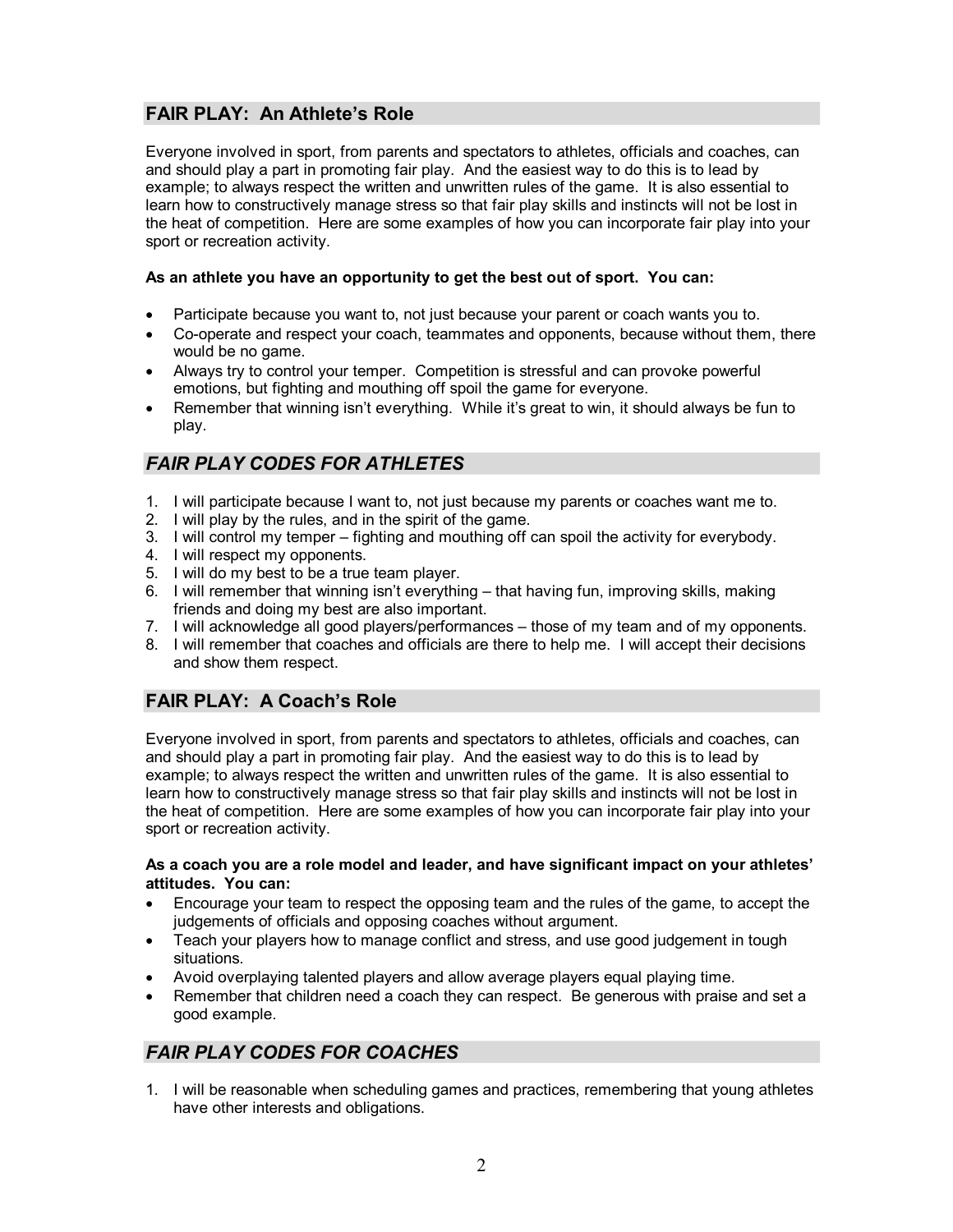## FAIR PLAY: An Athlete's Role

Everyone involved in sport, from parents and spectators to athletes, officials and coaches, can and should play a part in promoting fair play. And the easiest way to do this is to lead by example; to always respect the written and unwritten rules of the game. It is also essential to learn how to constructively manage stress so that fair play skills and instincts will not be lost in the heat of competition. Here are some examples of how you can incorporate fair play into your sport or recreation activity.

**As an athlete you have an opportunity to get the best out of sport. You can:**

- Participate because you want to, not just because your parent or coach wants you to.
- Co-operate and respect your coach, teammates and opponents, because without them, there would be no game.
- Always try to control your temper. Competition is stressful and can provoke powerful emotions, but fighting and mouthing off spoil the game for everyone.
- Remember that winning isn't everything. While it's great to win, it should always be fun to play.

## *FAIR PLAY CODES FOR ATHLETES*

1. I will participate because I want to, not just because my parents or coaches want me to.
2. I will play by the rules, and in the spirit of the game.
3. I will control my temper – fighting and mouthing off can spoil the activity for everybody.
4. I will respect my opponents.
5. I will do my best to be a true team player.
6. I will remember that winning isn't everything – that having fun, improving skills, making friends and doing my best are also important.
7. I will acknowledge all good players/performances – those of my team and of my opponents.
8. I will remember that coaches and officials are there to help me. I will accept their decisions and show them respect.

## FAIR PLAY: A Coach's Role

Everyone involved in sport, from parents and spectators to athletes, officials and coaches, can and should play a part in promoting fair play. And the easiest way to do this is to lead by example; to always respect the written and unwritten rules of the game. It is also essential to learn how to constructively manage stress so that fair play skills and instincts will not be lost in the heat of competition. Here are some examples of how you can incorporate fair play into your sport or recreation activity.

**As a coach you are a role model and leader, and have significant impact on your athletes' attitudes. You can:**

- Encourage your team to respect the opposing team and the rules of the game, to accept the judgements of officials and opposing coaches without argument.
- Teach your players how to manage conflict and stress, and use good judgement in tough situations.
- Avoid overplaying talented players and allow average players equal playing time.
- Remember that children need a coach they can respect. Be generous with praise and set a good example.

## *FAIR PLAY CODES FOR COACHES*

1. I will be reasonable when scheduling games and practices, remembering that young athletes have other interests and obligations.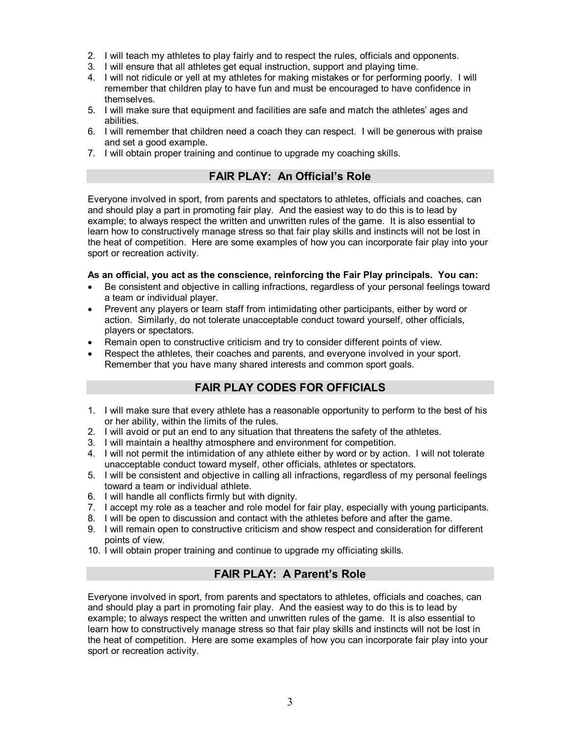2. I will teach my athletes to play fairly and to respect the rules, officials and opponents.
3. I will ensure that all athletes get equal instruction, support and playing time.
4. I will not ridicule or yell at my athletes for making mistakes or for performing poorly. I will remember that children play to have fun and must be encouraged to have confidence in themselves.
5. I will make sure that equipment and facilities are safe and match the athletes' ages and abilities.
6. I will remember that children need a coach they can respect. I will be generous with praise and set a good example.
7. I will obtain proper training and continue to upgrade my coaching skills.

## FAIR PLAY: An Official's Role

Everyone involved in sport, from parents and spectators to athletes, officials and coaches, can and should play a part in promoting fair play. And the easiest way to do this is to lead by example; to always respect the written and unwritten rules of the game. It is also essential to learn how to constructively manage stress so that fair play skills and instincts will not be lost in the heat of competition. Here are some examples of how you can incorporate fair play into your sport or recreation activity.

**As an official, you act as the conscience, reinforcing the Fair Play principals. You can:**

- Be consistent and objective in calling infractions, regardless of your personal feelings toward a team or individual player.
- Prevent any players or team staff from intimidating other participants, either by word or action. Similarly, do not tolerate unacceptable conduct toward yourself, other officials, players or spectators.
- Remain open to constructive criticism and try to consider different points of view.
- Respect the athletes, their coaches and parents, and everyone involved in your sport. Remember that you have many shared interests and common sport goals.

## FAIR PLAY CODES FOR OFFICIALS

1. I will make sure that every athlete has a reasonable opportunity to perform to the best of his or her ability, within the limits of the rules.
2. I will avoid or put an end to any situation that threatens the safety of the athletes.
3. I will maintain a healthy atmosphere and environment for competition.
4. I will not permit the intimidation of any athlete either by word or by action. I will not tolerate unacceptable conduct toward myself, other officials, athletes or spectators.
5. I will be consistent and objective in calling all infractions, regardless of my personal feelings toward a team or individual athlete.
6. I will handle all conflicts firmly but with dignity.
7. I accept my role as a teacher and role model for fair play, especially with young participants.
8. I will be open to discussion and contact with the athletes before and after the game.
9. I will remain open to constructive criticism and show respect and consideration for different points of view.
10. I will obtain proper training and continue to upgrade my officiating skills.

## FAIR PLAY: A Parent's Role

Everyone involved in sport, from parents and spectators to athletes, officials and coaches, can and should play a part in promoting fair play. And the easiest way to do this is to lead by example; to always respect the written and unwritten rules of the game. It is also essential to learn how to constructively manage stress so that fair play skills and instincts will not be lost in the heat of competition. Here are some examples of how you can incorporate fair play into your sport or recreation activity.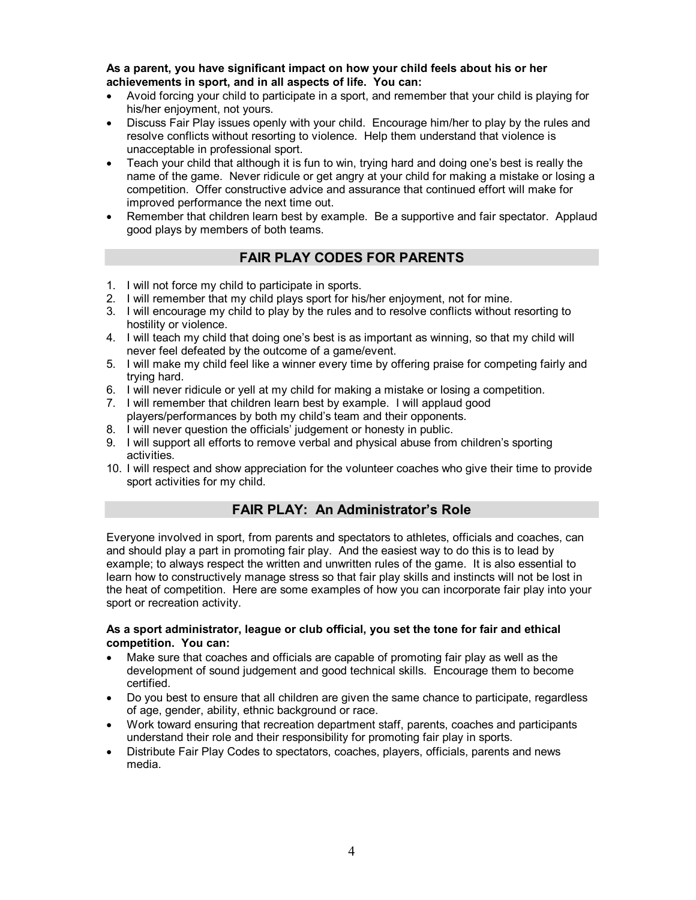**As a parent, you have significant impact on how your child feels about his or her achievements in sport, and in all aspects of life. You can:**

- Avoid forcing your child to participate in a sport, and remember that your child is playing for his/her enjoyment, not yours.
- Discuss Fair Play issues openly with your child. Encourage him/her to play by the rules and resolve conflicts without resorting to violence. Help them understand that violence is unacceptable in professional sport.
- Teach your child that although it is fun to win, trying hard and doing one's best is really the name of the game. Never ridicule or get angry at your child for making a mistake or losing a competition. Offer constructive advice and assurance that continued effort will make for improved performance the next time out.
- Remember that children learn best by example. Be a supportive and fair spectator. Applaud good plays by members of both teams.

## FAIR PLAY CODES FOR PARENTS

1. I will not force my child to participate in sports.
2. I will remember that my child plays sport for his/her enjoyment, not for mine.
3. I will encourage my child to play by the rules and to resolve conflicts without resorting to hostility or violence.
4. I will teach my child that doing one's best is as important as winning, so that my child will never feel defeated by the outcome of a game/event.
5. I will make my child feel like a winner every time by offering praise for competing fairly and trying hard.
6. I will never ridicule or yell at my child for making a mistake or losing a competition.
7. I will remember that children learn best by example. I will applaud good players/performances by both my child's team and their opponents.
8. I will never question the officials' judgement or honesty in public.
9. I will support all efforts to remove verbal and physical abuse from children's sporting activities.
10. I will respect and show appreciation for the volunteer coaches who give their time to provide sport activities for my child.

## FAIR PLAY: An Administrator's Role

Everyone involved in sport, from parents and spectators to athletes, officials and coaches, can and should play a part in promoting fair play. And the easiest way to do this is to lead by example; to always respect the written and unwritten rules of the game. It is also essential to learn how to constructively manage stress so that fair play skills and instincts will not be lost in the heat of competition. Here are some examples of how you can incorporate fair play into your sport or recreation activity.

**As a sport administrator, league or club official, you set the tone for fair and ethical competition. You can:**

- Make sure that coaches and officials are capable of promoting fair play as well as the development of sound judgement and good technical skills. Encourage them to become certified.
- Do you best to ensure that all children are given the same chance to participate, regardless of age, gender, ability, ethnic background or race.
- Work toward ensuring that recreation department staff, parents, coaches and participants understand their role and their responsibility for promoting fair play in sports.
- Distribute Fair Play Codes to spectators, coaches, players, officials, parents and news media.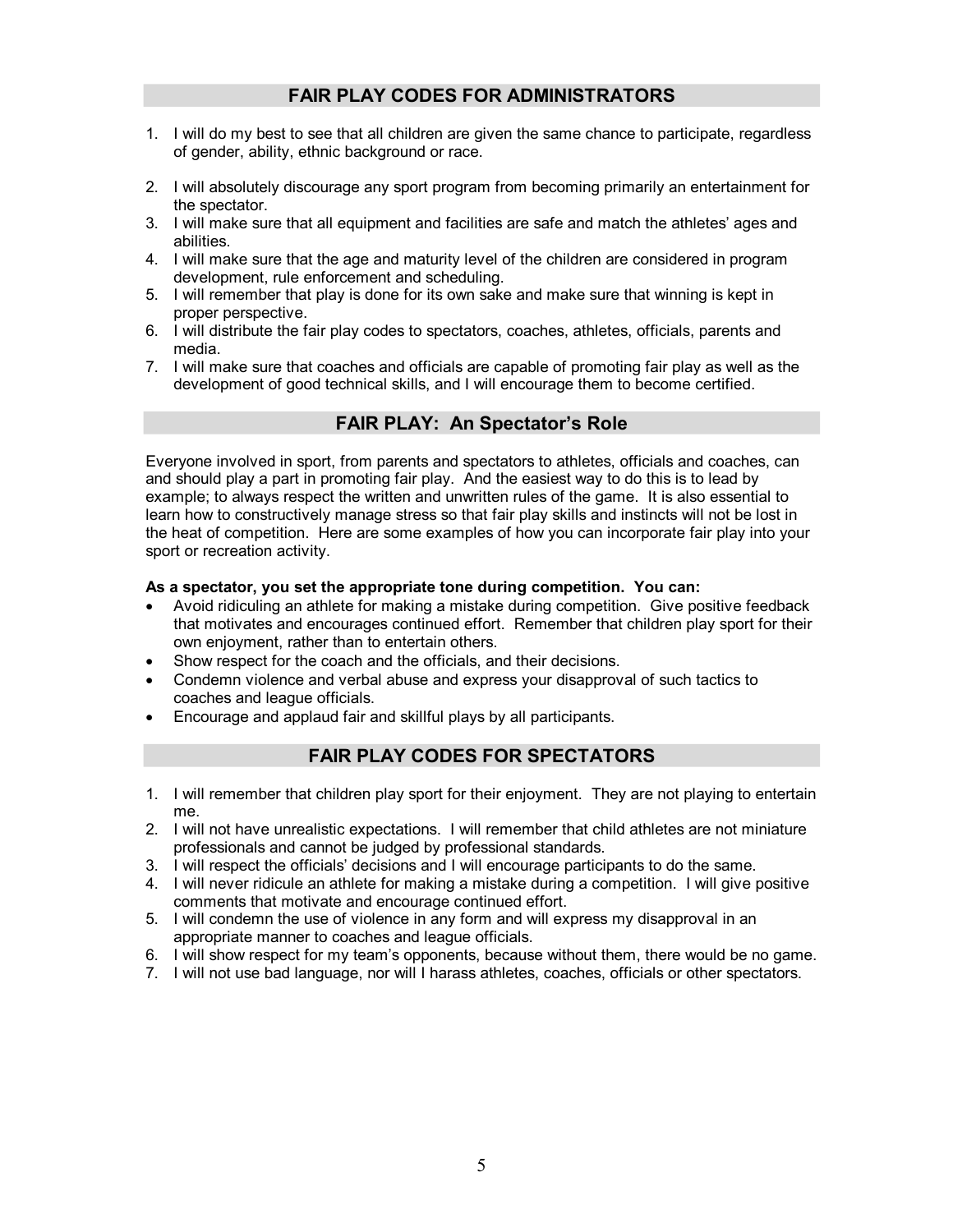## FAIR PLAY CODES FOR ADMINISTRATORS

1. I will do my best to see that all children are given the same chance to participate, regardless of gender, ability, ethnic background or race.
2. I will absolutely discourage any sport program from becoming primarily an entertainment for the spectator.
3. I will make sure that all equipment and facilities are safe and match the athletes' ages and abilities.
4. I will make sure that the age and maturity level of the children are considered in program development, rule enforcement and scheduling.
5. I will remember that play is done for its own sake and make sure that winning is kept in proper perspective.
6. I will distribute the fair play codes to spectators, coaches, athletes, officials, parents and media.
7. I will make sure that coaches and officials are capable of promoting fair play as well as the development of good technical skills, and I will encourage them to become certified.

## FAIR PLAY: An Spectator's Role

Everyone involved in sport, from parents and spectators to athletes, officials and coaches, can and should play a part in promoting fair play. And the easiest way to do this is to lead by example; to always respect the written and unwritten rules of the game. It is also essential to learn how to constructively manage stress so that fair play skills and instincts will not be lost in the heat of competition. Here are some examples of how you can incorporate fair play into your sport or recreation activity.

**As a spectator, you set the appropriate tone during competition. You can:**

- Avoid ridiculing an athlete for making a mistake during competition. Give positive feedback that motivates and encourages continued effort. Remember that children play sport for their own enjoyment, rather than to entertain others.
- Show respect for the coach and the officials, and their decisions.
- Condemn violence and verbal abuse and express your disapproval of such tactics to coaches and league officials.
- Encourage and applaud fair and skillful plays by all participants.

## FAIR PLAY CODES FOR SPECTATORS

1. I will remember that children play sport for their enjoyment. They are not playing to entertain me.
2. I will not have unrealistic expectations. I will remember that child athletes are not miniature professionals and cannot be judged by professional standards.
3. I will respect the officials' decisions and I will encourage participants to do the same.
4. I will never ridicule an athlete for making a mistake during a competition. I will give positive comments that motivate and encourage continued effort.
5. I will condemn the use of violence in any form and will express my disapproval in an appropriate manner to coaches and league officials.
6. I will show respect for my team's opponents, because without them, there would be no game.
7. I will not use bad language, nor will I harass athletes, coaches, officials or other spectators.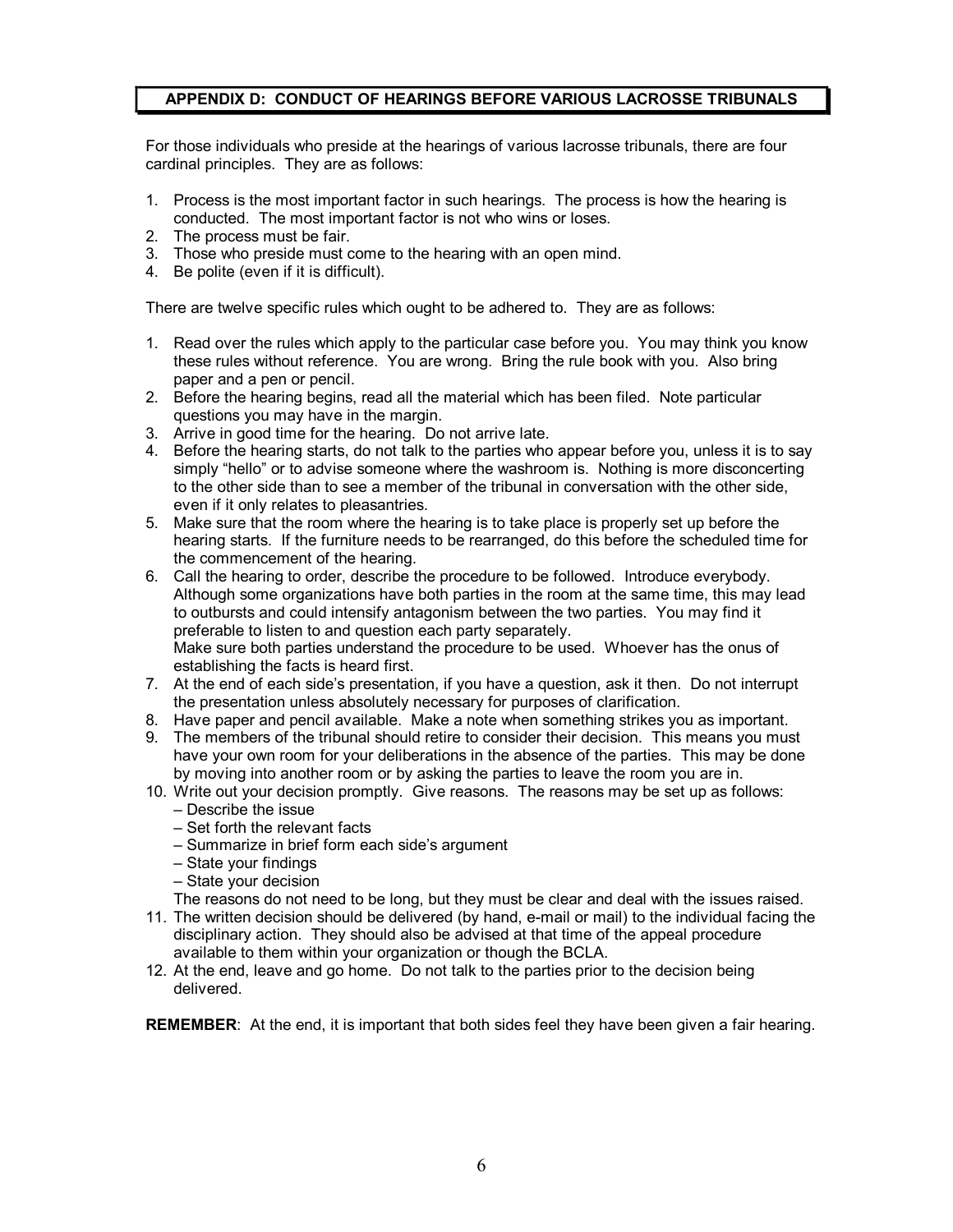## APPENDIX D: CONDUCT OF HEARINGS BEFORE VARIOUS LACROSSE TRIBUNALS

For those individuals who preside at the hearings of various lacrosse tribunals, there are four cardinal principles. They are as follows:

1. Process is the most important factor in such hearings. The process is how the hearing is conducted. The most important factor is not who wins or loses.
2. The process must be fair.
3. Those who preside must come to the hearing with an open mind.
4. Be polite (even if it is difficult).

There are twelve specific rules which ought to be adhered to. They are as follows:

1. Read over the rules which apply to the particular case before you. You may think you know these rules without reference. You are wrong. Bring the rule book with you. Also bring paper and a pen or pencil.
2. Before the hearing begins, read all the material which has been filed. Note particular questions you may have in the margin.
3. Arrive in good time for the hearing. Do not arrive late.
4. Before the hearing starts, do not talk to the parties who appear before you, unless it is to say simply "hello" or to advise someone where the washroom is. Nothing is more disconcerting to the other side than to see a member of the tribunal in conversation with the other side, even if it only relates to pleasantries.
5. Make sure that the room where the hearing is to take place is properly set up before the hearing starts. If the furniture needs to be rearranged, do this before the scheduled time for the commencement of the hearing.
6. Call the hearing to order, describe the procedure to be followed. Introduce everybody. Although some organizations have both parties in the room at the same time, this may lead to outbursts and could intensify antagonism between the two parties. You may find it preferable to listen to and question each party separately.
   Make sure both parties understand the procedure to be used. Whoever has the onus of establishing the facts is heard first.
7. At the end of each side's presentation, if you have a question, ask it then. Do not interrupt the presentation unless absolutely necessary for purposes of clarification.
8. Have paper and pencil available. Make a note when something strikes you as important.
9. The members of the tribunal should retire to consider their decision. This means you must have your own room for your deliberations in the absence of the parties. This may be done by moving into another room or by asking the parties to leave the room you are in.
10. Write out your decision promptly. Give reasons. The reasons may be set up as follows:
    – Describe the issue
    – Set forth the relevant facts
    – Summarize in brief form each side's argument
    – State your findings
    – State your decision
    The reasons do not need to be long, but they must be clear and deal with the issues raised.
11. The written decision should be delivered (by hand, e-mail or mail) to the individual facing the disciplinary action. They should also be advised at that time of the appeal procedure available to them within your organization or though the BCLA.
12. At the end, leave and go home. Do not talk to the parties prior to the decision being delivered.

**REMEMBER**: At the end, it is important that both sides feel they have been given a fair hearing.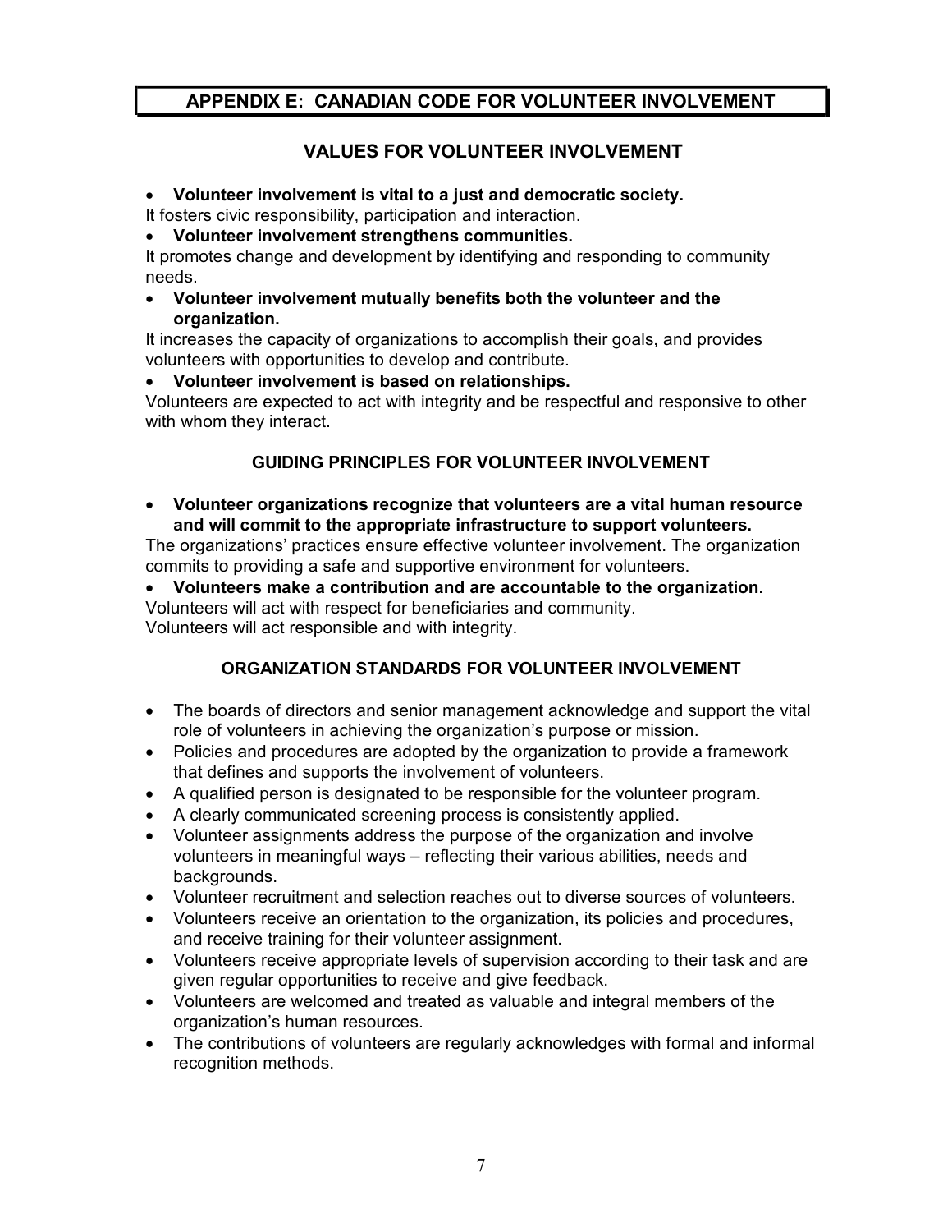# APPENDIX E: CANADIAN CODE FOR VOLUNTEER INVOLVEMENT

## VALUES FOR VOLUNTEER INVOLVEMENT

- **Volunteer involvement is vital to a just and democratic society.**

It fosters civic responsibility, participation and interaction.

- **Volunteer involvement strengthens communities.**

It promotes change and development by identifying and responding to community needs.

- **Volunteer involvement mutually benefits both the volunteer and the organization.**

It increases the capacity of organizations to accomplish their goals, and provides volunteers with opportunities to develop and contribute.

- **Volunteer involvement is based on relationships.**

Volunteers are expected to act with integrity and be respectful and responsive to other with whom they interact.

### GUIDING PRINCIPLES FOR VOLUNTEER INVOLVEMENT

- **Volunteer organizations recognize that volunteers are a vital human resource and will commit to the appropriate infrastructure to support volunteers.**

The organizations' practices ensure effective volunteer involvement. The organization commits to providing a safe and supportive environment for volunteers.

- **Volunteers make a contribution and are accountable to the organization.**

Volunteers will act with respect for beneficiaries and community.
Volunteers will act responsible and with integrity.

### ORGANIZATION STANDARDS FOR VOLUNTEER INVOLVEMENT

- The boards of directors and senior management acknowledge and support the vital role of volunteers in achieving the organization's purpose or mission.
- Policies and procedures are adopted by the organization to provide a framework that defines and supports the involvement of volunteers.
- A qualified person is designated to be responsible for the volunteer program.
- A clearly communicated screening process is consistently applied.
- Volunteer assignments address the purpose of the organization and involve volunteers in meaningful ways – reflecting their various abilities, needs and backgrounds.
- Volunteer recruitment and selection reaches out to diverse sources of volunteers.
- Volunteers receive an orientation to the organization, its policies and procedures, and receive training for their volunteer assignment.
- Volunteers receive appropriate levels of supervision according to their task and are given regular opportunities to receive and give feedback.
- Volunteers are welcomed and treated as valuable and integral members of the organization's human resources.
- The contributions of volunteers are regularly acknowledges with formal and informal recognition methods.